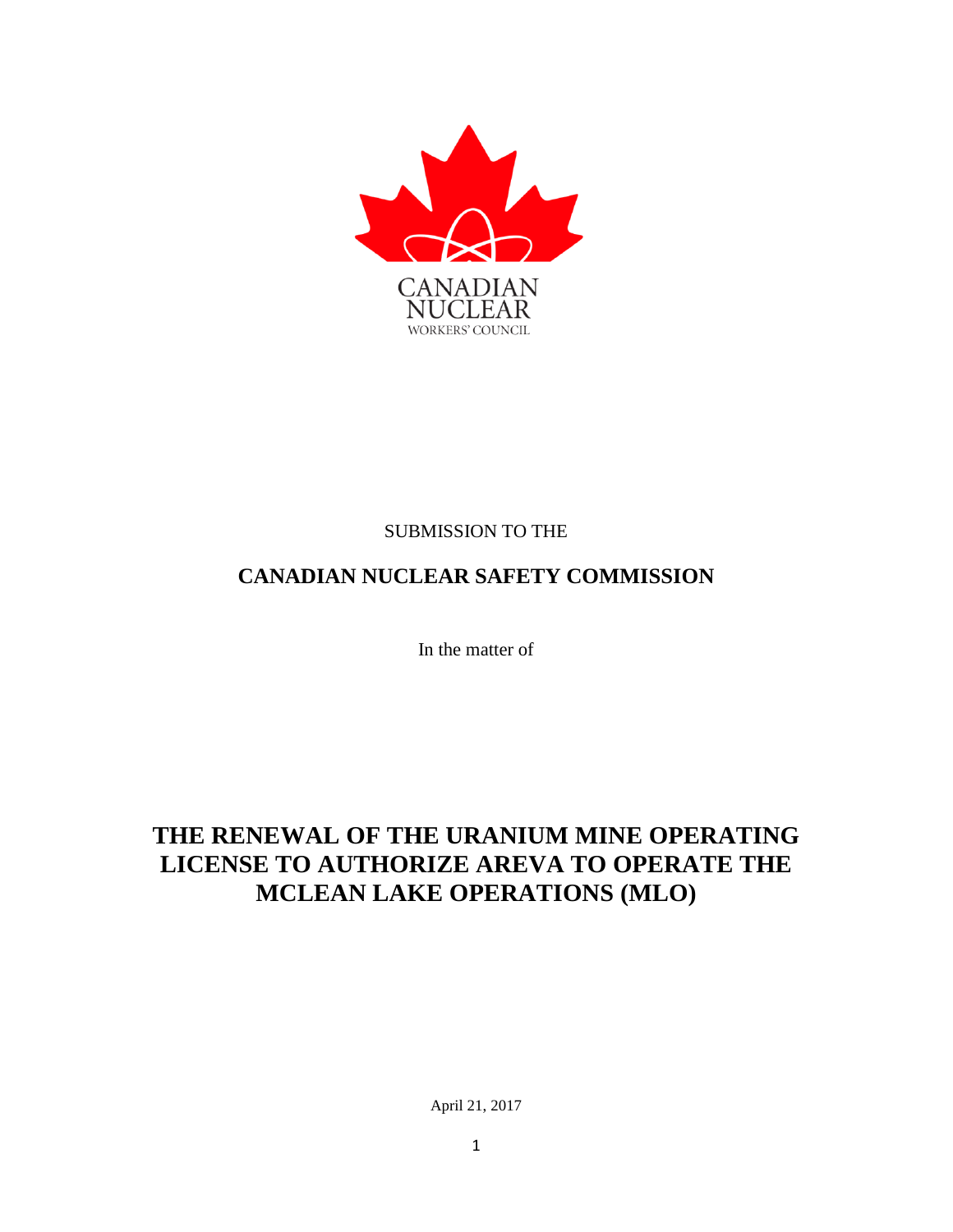CANADIAN NUCLEAR WORKERS' COUNCIL

SUBMISSION TO THE

**CANADIAN NUCLEAR SAFETY COMMISSION**

In the matter of

# THE RENEWAL OF THE URANIUM MINE OPERATING LICENSE TO AUTHORIZE AREVA TO OPERATE THE MCLEAN LAKE OPERATIONS (MLO)

April 21, 2017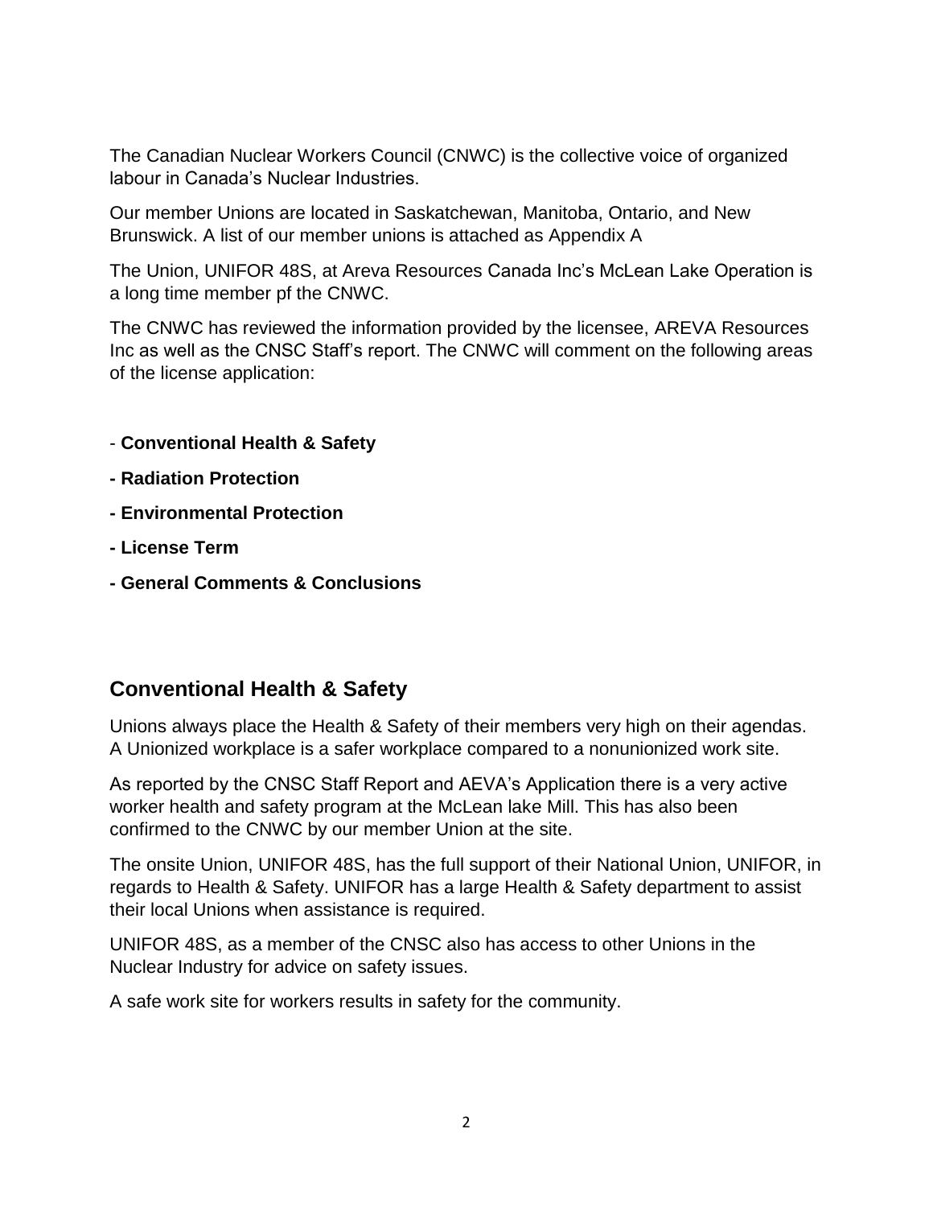The Canadian Nuclear Workers Council (CNWC) is the collective voice of organized labour in Canada's Nuclear Industries.

Our member Unions are located in Saskatchewan, Manitoba, Ontario, and New Brunswick. A list of our member unions is attached as Appendix A

The Union, UNIFOR 48S, at Areva Resources Canada Inc's McLean Lake Operation is a long time member pf the CNWC.

The CNWC has reviewed the information provided by the licensee, AREVA Resources Inc as well as the CNSC Staff's report. The CNWC will comment on the following areas of the license application:

- **Conventional Health & Safety**
- **Radiation Protection**
- **Environmental Protection**
- **License Term**
- **General Comments & Conclusions**

## Conventional Health & Safety

Unions always place the Health & Safety of their members very high on their agendas. A Unionized workplace is a safer workplace compared to a nonunionized work site.

As reported by the CNSC Staff Report and AEVA's Application there is a very active worker health and safety program at the McLean lake Mill. This has also been confirmed to the CNWC by our member Union at the site.

The onsite Union, UNIFOR 48S, has the full support of their National Union, UNIFOR, in regards to Health & Safety. UNIFOR has a large Health & Safety department to assist their local Unions when assistance is required.

UNIFOR 48S, as a member of the CNSC also has access to other Unions in the Nuclear Industry for advice on safety issues.

A safe work site for workers results in safety for the community.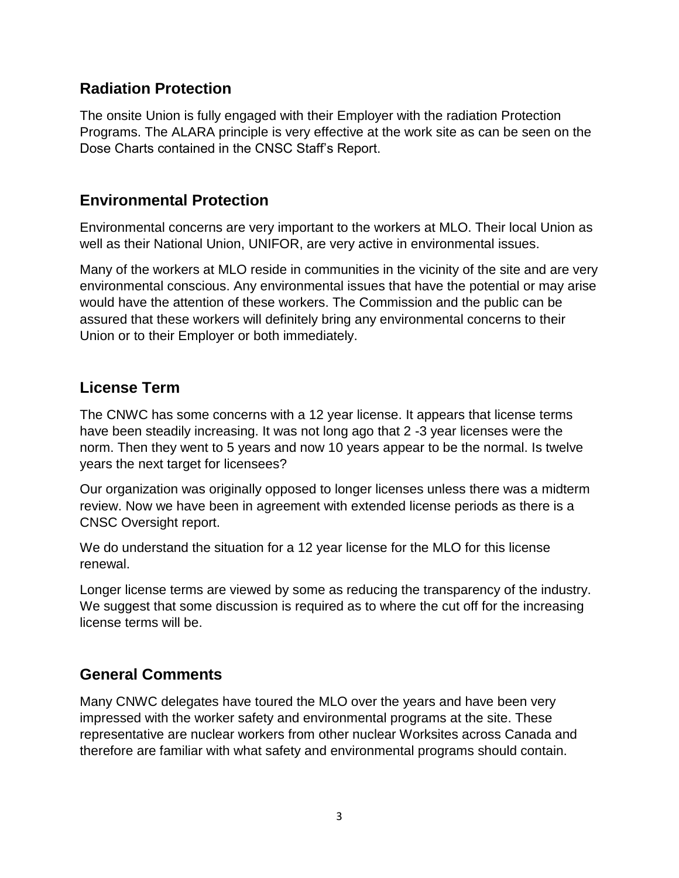## Radiation Protection

The onsite Union is fully engaged with their Employer with the radiation Protection Programs. The ALARA principle is very effective at the work site as can be seen on the Dose Charts contained in the CNSC Staff's Report.

## Environmental Protection

Environmental concerns are very important to the workers at MLO. Their local Union as well as their National Union, UNIFOR, are very active in environmental issues.

Many of the workers at MLO reside in communities in the vicinity of the site and are very environmental conscious. Any environmental issues that have the potential or may arise would have the attention of these workers. The Commission and the public can be assured that these workers will definitely bring any environmental concerns to their Union or to their Employer or both immediately.

## License Term

The CNWC has some concerns with a 12 year license. It appears that license terms have been steadily increasing. It was not long ago that 2 -3 year licenses were the norm. Then they went to 5 years and now 10 years appear to be the normal. Is twelve years the next target for licensees?

Our organization was originally opposed to longer licenses unless there was a midterm review. Now we have been in agreement with extended license periods as there is a CNSC Oversight report.

We do understand the situation for a 12 year license for the MLO for this license renewal.

Longer license terms are viewed by some as reducing the transparency of the industry. We suggest that some discussion is required as to where the cut off for the increasing license terms will be.

## General Comments

Many CNWC delegates have toured the MLO over the years and have been very impressed with the worker safety and environmental programs at the site. These representative are nuclear workers from other nuclear Worksites across Canada and therefore are familiar with what safety and environmental programs should contain.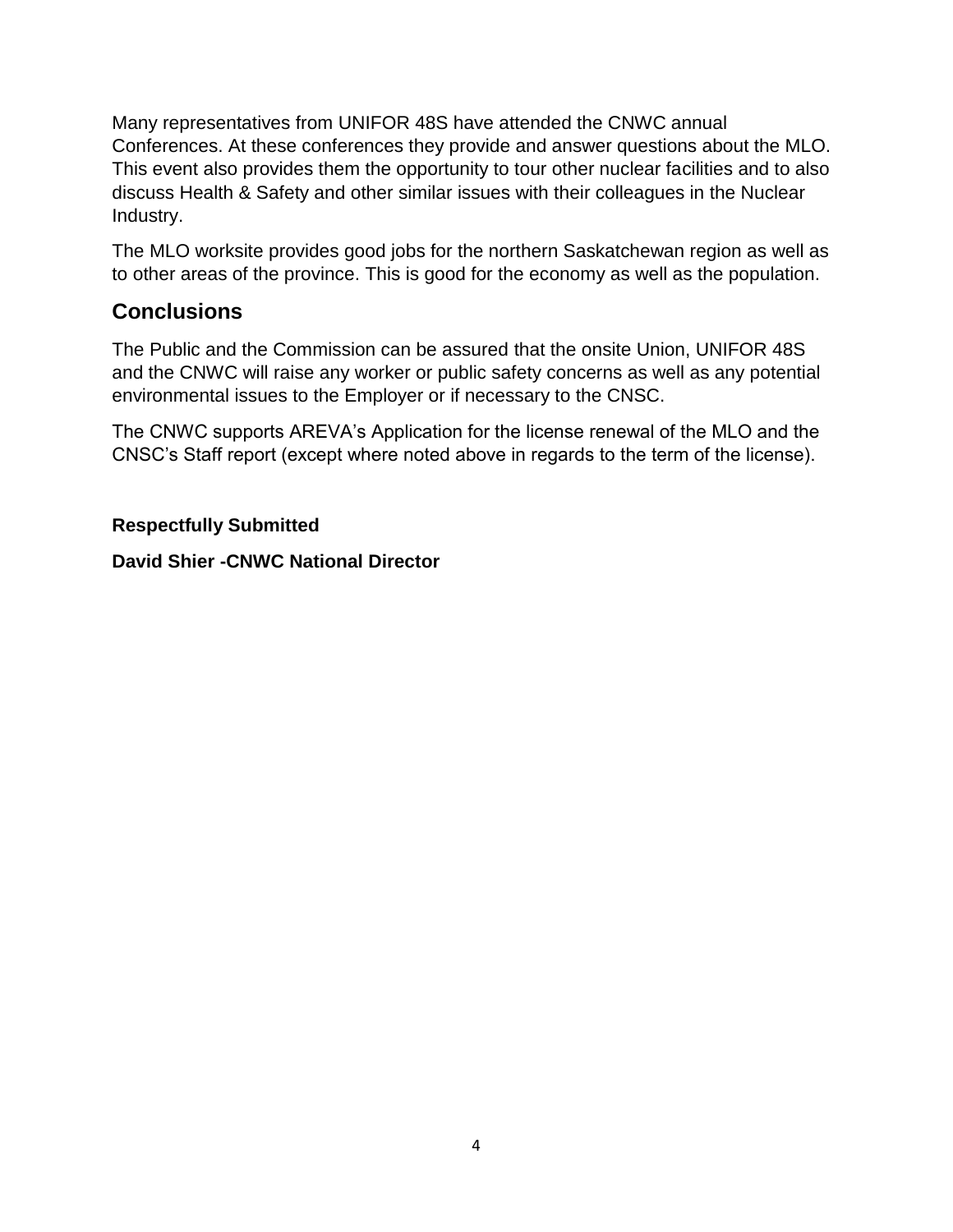Many representatives from UNIFOR 48S have attended the CNWC annual Conferences. At these conferences they provide and answer questions about the MLO. This event also provides them the opportunity to tour other nuclear facilities and to also discuss Health & Safety and other similar issues with their colleagues in the Nuclear Industry.

The MLO worksite provides good jobs for the northern Saskatchewan region as well as to other areas of the province. This is good for the economy as well as the population.

## Conclusions

The Public and the Commission can be assured that the onsite Union, UNIFOR 48S and the CNWC will raise any worker or public safety concerns as well as any potential environmental issues to the Employer or if necessary to the CNSC.

The CNWC supports AREVA's Application for the license renewal of the MLO and the CNSC's Staff report (except where noted above in regards to the term of the license).

**Respectfully Submitted**

**David Shier -CNWC National Director**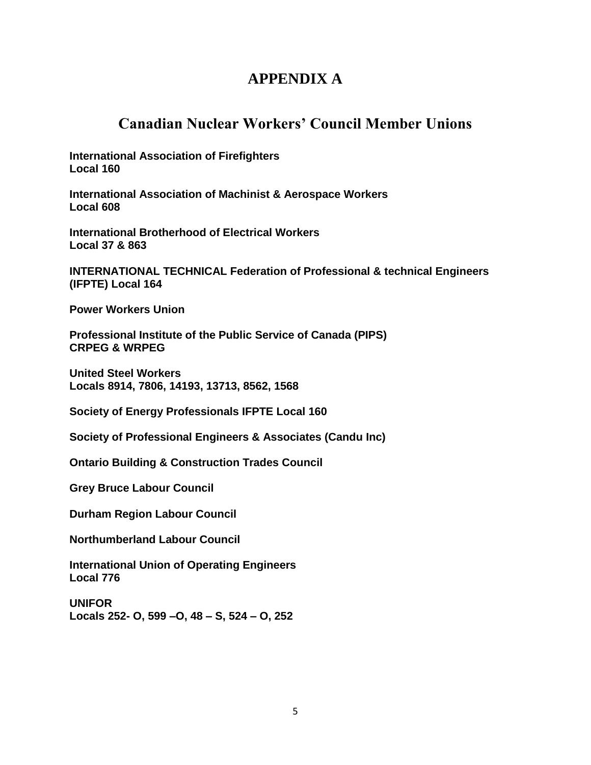# APPENDIX A

## Canadian Nuclear Workers' Council Member Unions

**International Association of Firefighters**
**Local 160**

**International Association of Machinist & Aerospace Workers**
**Local 608**

**International Brotherhood of Electrical Workers**
**Local 37 & 863**

**INTERNATIONAL TECHNICAL Federation of Professional & technical Engineers (IFPTE) Local 164**

**Power Workers Union**

**Professional Institute of the Public Service of Canada (PIPS)**
**CRPEG & WRPEG**

**United Steel Workers**
**Locals 8914, 7806, 14193, 13713, 8562, 1568**

**Society of Energy Professionals IFPTE Local 160**

**Society of Professional Engineers & Associates (Candu Inc)**

**Ontario Building & Construction Trades Council**

**Grey Bruce Labour Council**

**Durham Region Labour Council**

**Northumberland Labour Council**

**International Union of Operating Engineers**
**Local 776**

**UNIFOR**
**Locals 252- O, 599 –O, 48 – S, 524 – O, 252**